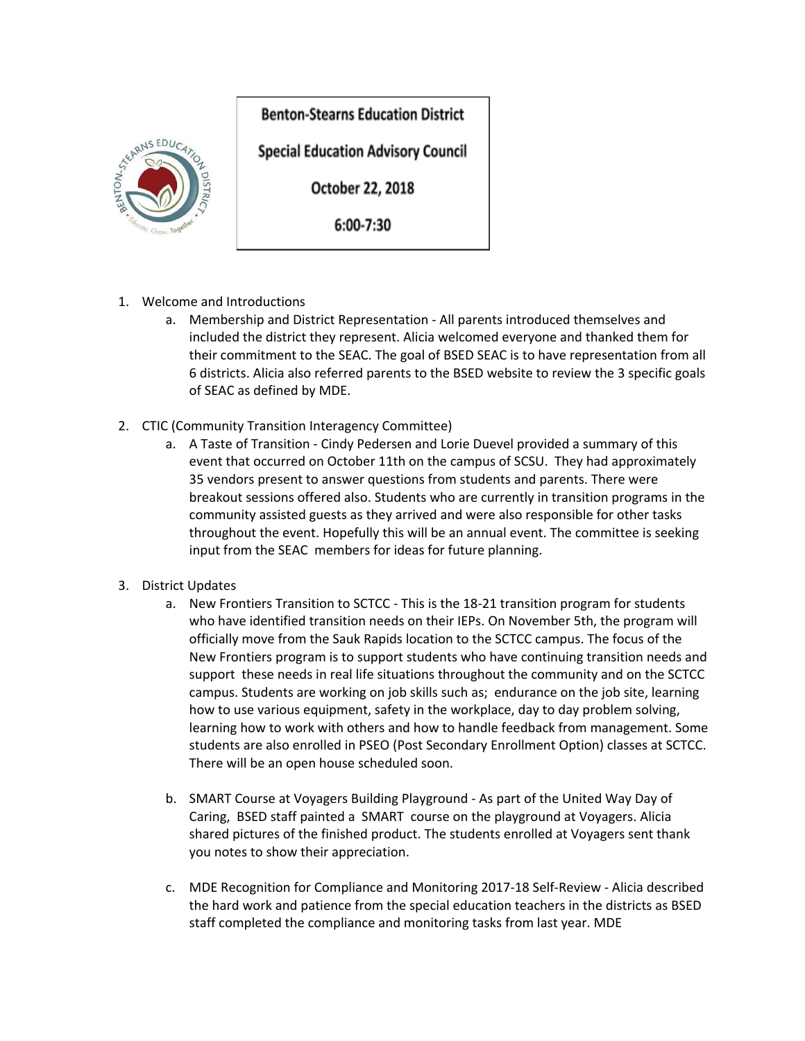# Benton-Stearns Education District

## Special Education Advisory Council

**October 22, 2018**

**6:00-7:30**

1. Welcome and Introductions
   a. Membership and District Representation - All parents introduced themselves and included the district they represent. Alicia welcomed everyone and thanked them for their commitment to the SEAC. The goal of BSED SEAC is to have representation from all 6 districts. Alicia also referred parents to the BSED website to review the 3 specific goals of SEAC as defined by MDE.

2. CTIC (Community Transition Interagency Committee)
   a. A Taste of Transition - Cindy Pedersen and Lorie Duevel provided a summary of this event that occurred on October 11th on the campus of SCSU. They had approximately 35 vendors present to answer questions from students and parents. There were breakout sessions offered also. Students who are currently in transition programs in the community assisted guests as they arrived and were also responsible for other tasks throughout the event. Hopefully this will be an annual event. The committee is seeking input from the SEAC members for ideas for future planning.

3. District Updates
   a. New Frontiers Transition to SCTCC - This is the 18-21 transition program for students who have identified transition needs on their IEPs. On November 5th, the program will officially move from the Sauk Rapids location to the SCTCC campus. The focus of the New Frontiers program is to support students who have continuing transition needs and support these needs in real life situations throughout the community and on the SCTCC campus. Students are working on job skills such as; endurance on the job site, learning how to use various equipment, safety in the workplace, day to day problem solving, learning how to work with others and how to handle feedback from management. Some students are also enrolled in PSEO (Post Secondary Enrollment Option) classes at SCTCC. There will be an open house scheduled soon.

   b. SMART Course at Voyagers Building Playground - As part of the United Way Day of Caring, BSED staff painted a SMART course on the playground at Voyagers. Alicia shared pictures of the finished product. The students enrolled at Voyagers sent thank you notes to show their appreciation.

   c. MDE Recognition for Compliance and Monitoring 2017-18 Self-Review - Alicia described the hard work and patience from the special education teachers in the districts as BSED staff completed the compliance and monitoring tasks from last year. MDE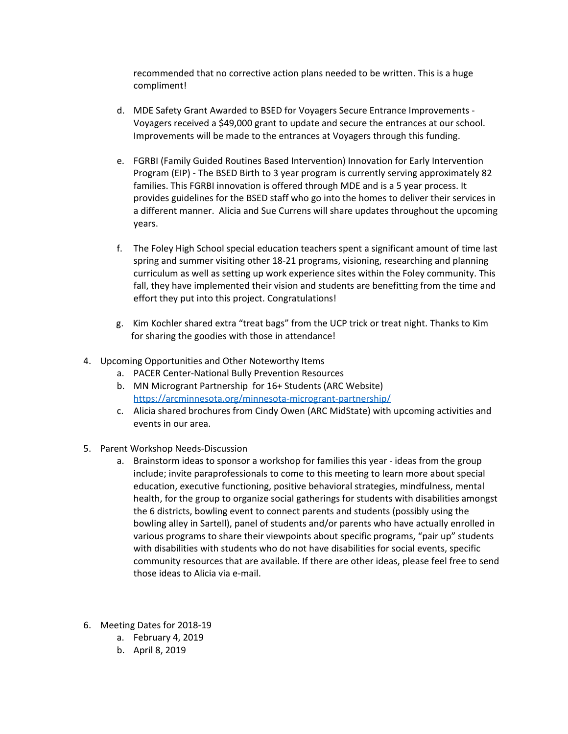recommended that no corrective action plans needed to be written. This is a huge compliment!

d. MDE Safety Grant Awarded to BSED for Voyagers Secure Entrance Improvements - Voyagers received a $49,000 grant to update and secure the entrances at our school. Improvements will be made to the entrances at Voyagers through this funding.

e. FGRBI (Family Guided Routines Based Intervention) Innovation for Early Intervention Program (EIP) - The BSED Birth to 3 year program is currently serving approximately 82 families. This FGRBI innovation is offered through MDE and is a 5 year process. It provides guidelines for the BSED staff who go into the homes to deliver their services in a different manner. Alicia and Sue Currens will share updates throughout the upcoming years.

f. The Foley High School special education teachers spent a significant amount of time last spring and summer visiting other 18-21 programs, visioning, researching and planning curriculum as well as setting up work experience sites within the Foley community. This fall, they have implemented their vision and students are benefitting from the time and effort they put into this project. Congratulations!

g. Kim Kochler shared extra "treat bags" from the UCP trick or treat night. Thanks to Kim for sharing the goodies with those in attendance!

4. Upcoming Opportunities and Other Noteworthy Items
   a. PACER Center-National Bully Prevention Resources
   b. MN Microgrant Partnership for 16+ Students (ARC Website) https://arcminnesota.org/minnesota-microgrant-partnership/
   c. Alicia shared brochures from Cindy Owen (ARC MidState) with upcoming activities and events in our area.

5. Parent Workshop Needs-Discussion
   a. Brainstorm ideas to sponsor a workshop for families this year - ideas from the group include; invite paraprofessionals to come to this meeting to learn more about special education, executive functioning, positive behavioral strategies, mindfulness, mental health, for the group to organize social gatherings for students with disabilities amongst the 6 districts, bowling event to connect parents and students (possibly using the bowling alley in Sartell), panel of students and/or parents who have actually enrolled in various programs to share their viewpoints about specific programs, "pair up" students with disabilities with students who do not have disabilities for social events, specific community resources that are available. If there are other ideas, please feel free to send those ideas to Alicia via e-mail.

6. Meeting Dates for 2018-19
   a. February 4, 2019
   b. April 8, 2019